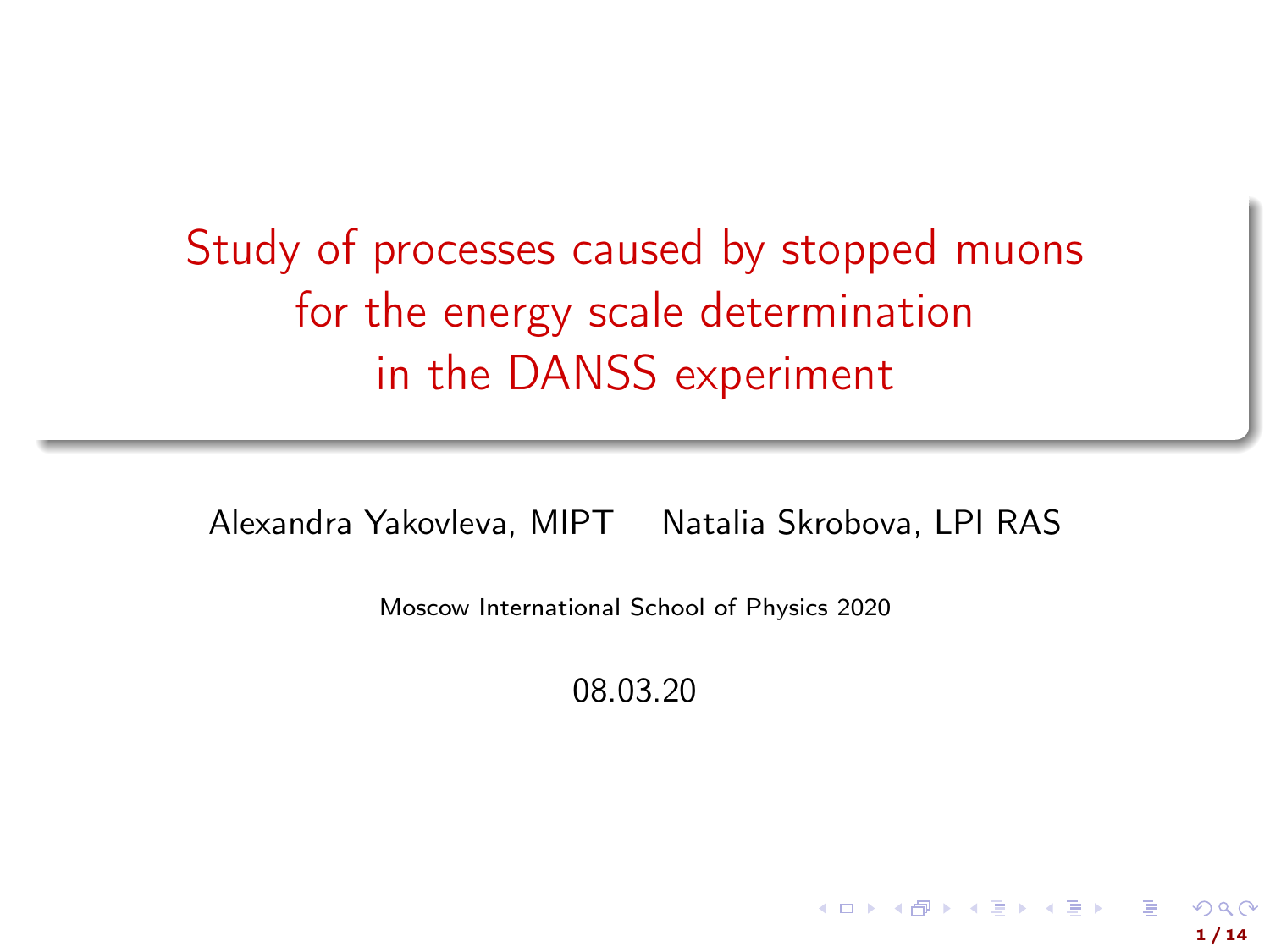# Study of processes caused by stopped muons for the energy scale determination in the DANSS experiment

Alexandra Yakovleva, MIPT  Natalia Skrobova, LPI RAS

Moscow International School of Physics 2020

08.03.20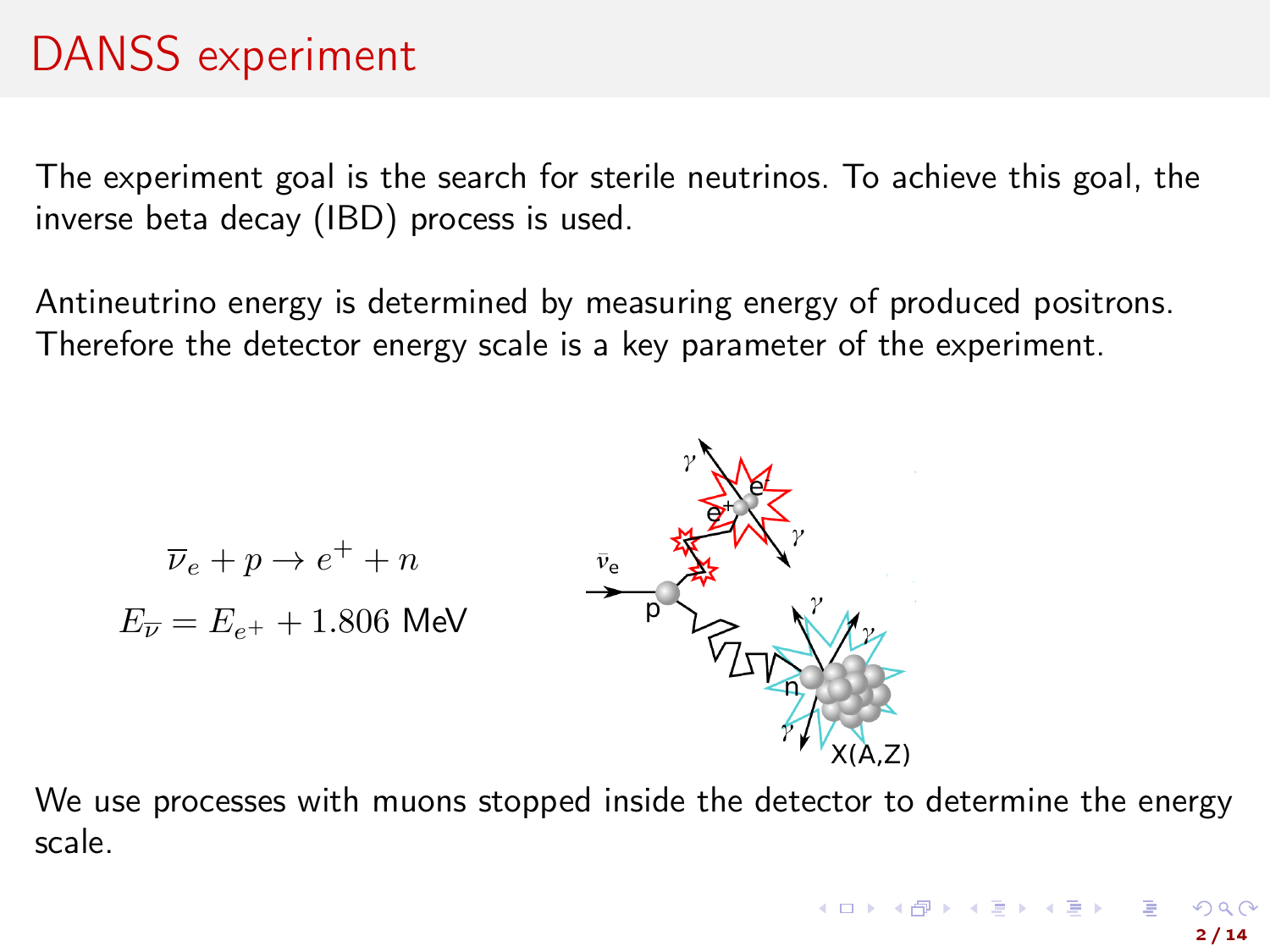# DANSS experiment

The experiment goal is the search for sterile neutrinos. To achieve this goal, the inverse beta decay (IBD) process is used.

Antineutrino energy is determined by measuring energy of produced positrons. Therefore the detector energy scale is a key parameter of the experiment.

$$\overline{\nu}_e + p \rightarrow e^+ + n$$

$$E_{\overline{\nu}} = E_{e^+} + 1.806 \text{ MeV}$$

We use processes with muons stopped inside the detector to determine the energy scale.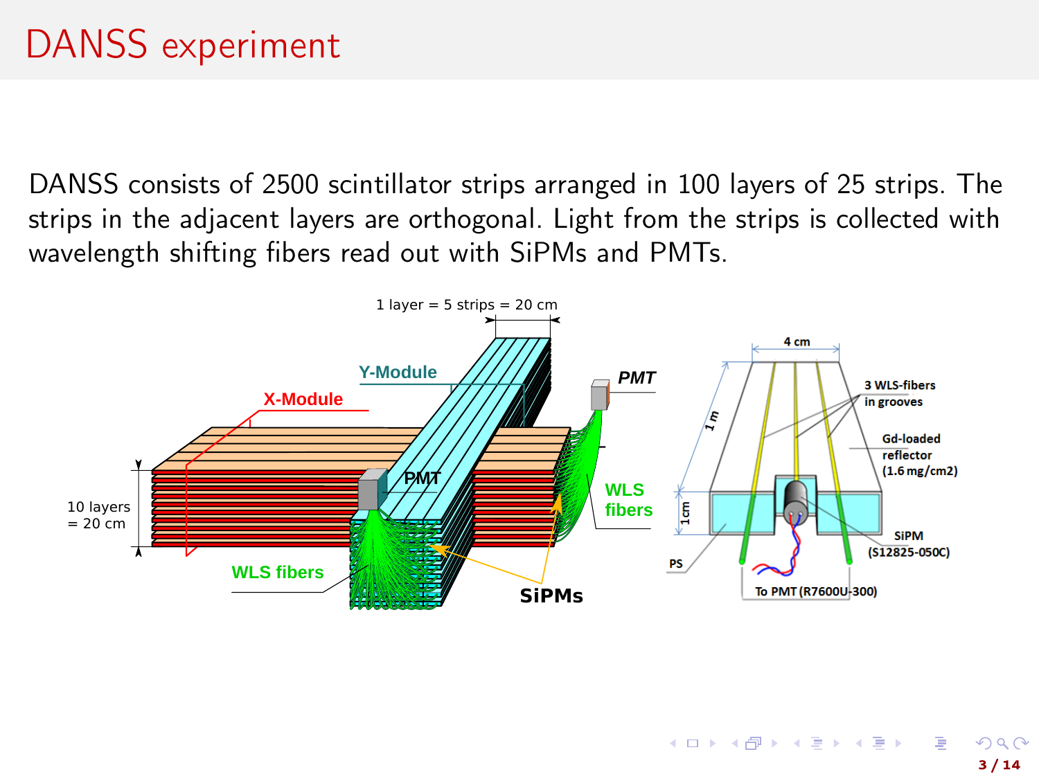# DANSS experiment

DANSS consists of 2500 scintillator strips arranged in 100 layers of 25 strips. The strips in the adjacent layers are orthogonal. Light from the strips is collected with wavelength shifting fibers read out with SiPMs and PMTs.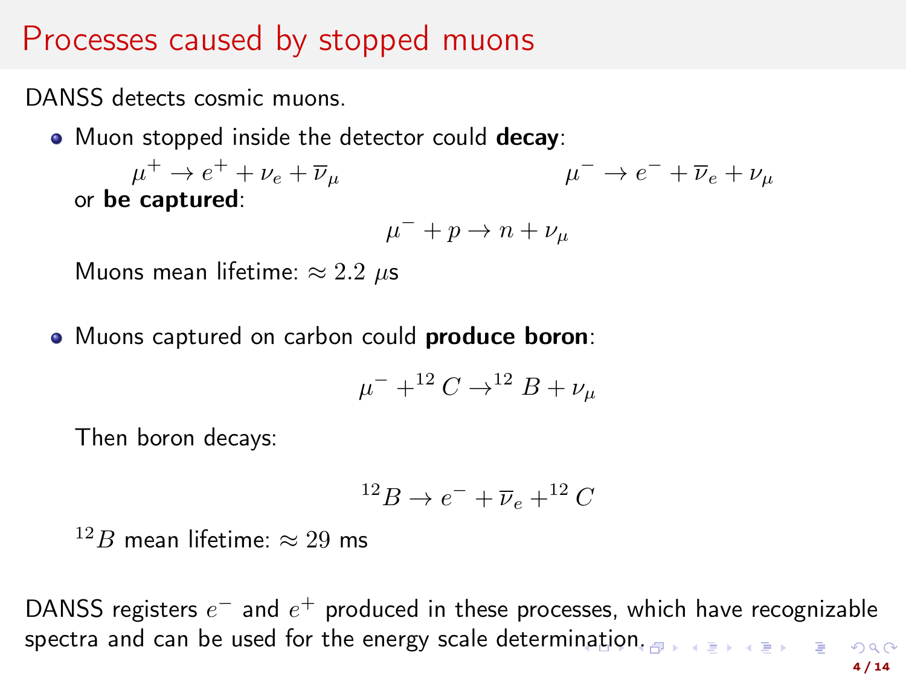# Processes caused by stopped muons

DANSS detects cosmic muons.

- Muon stopped inside the detector could **decay**:

  $$\mu^+ \to e^+ + \nu_e + \overline{\nu}_\mu \qquad\qquad \mu^- \to e^- + \overline{\nu}_e + \nu_\mu$$

  or **be captured**:

  $$\mu^- + p \to n + \nu_\mu$$

  Muons mean lifetime: $\approx 2.2\ \mu$s

- Muons captured on carbon could **produce boron**:

  $$\mu^- +^{12} C \to^{12} B + \nu_\mu$$

  Then boron decays:

  $$^{12}B \to e^- + \overline{\nu}_e +^{12} C$$

  $^{12}B$ mean lifetime: $\approx 29$ ms

DANSS registers $e^-$ and $e^+$ produced in these processes, which have recognizable spectra and can be used for the energy scale determination.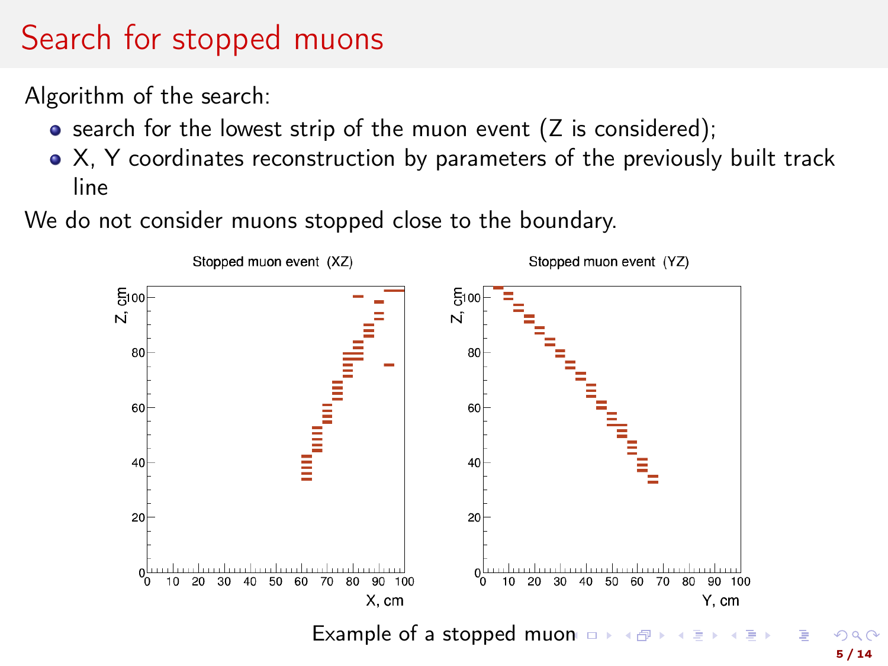# Search for stopped muons

Algorithm of the search:

- search for the lowest strip of the muon event (Z is considered);
- X, Y coordinates reconstruction by parameters of the previously built track line

We do not consider muons stopped close to the boundary.

Example of a stopped muon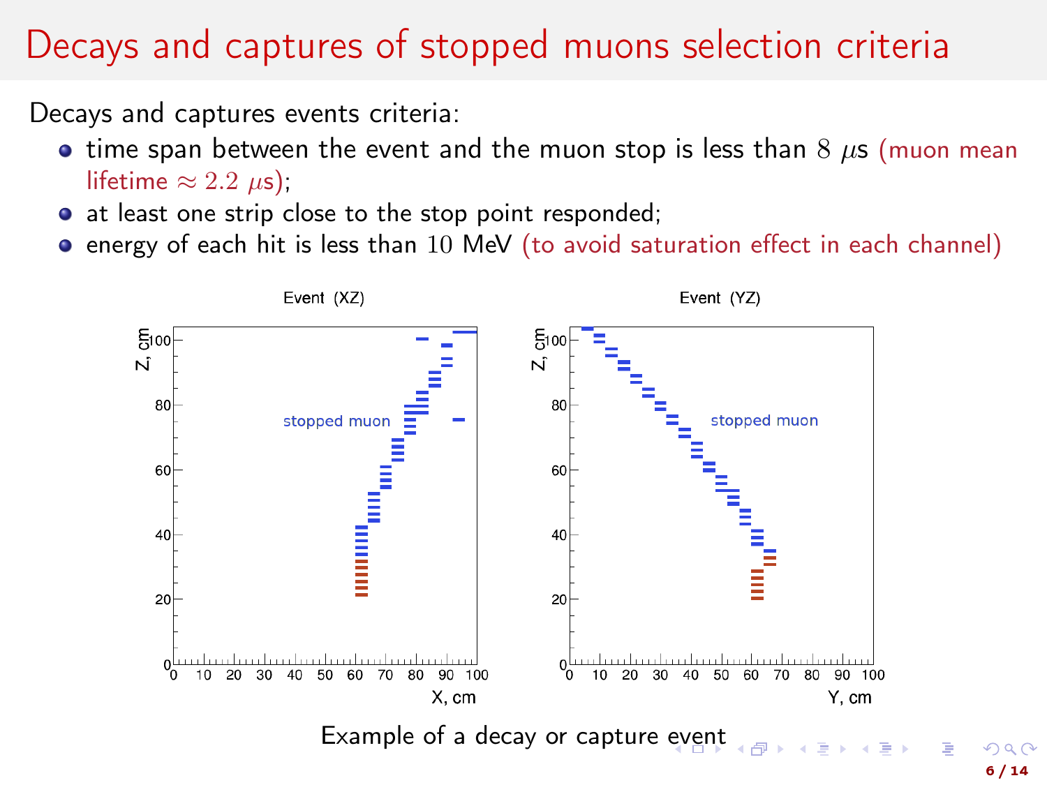# Decays and captures of stopped muons selection criteria

Decays and captures events criteria:

- time span between the event and the muon stop is less than $8\ \mu$s (muon mean lifetime $\approx 2.2\ \mu$s);
- at least one strip close to the stop point responded;
- energy of each hit is less than $10$ MeV (to avoid saturation effect in each channel)

Example of a decay or capture event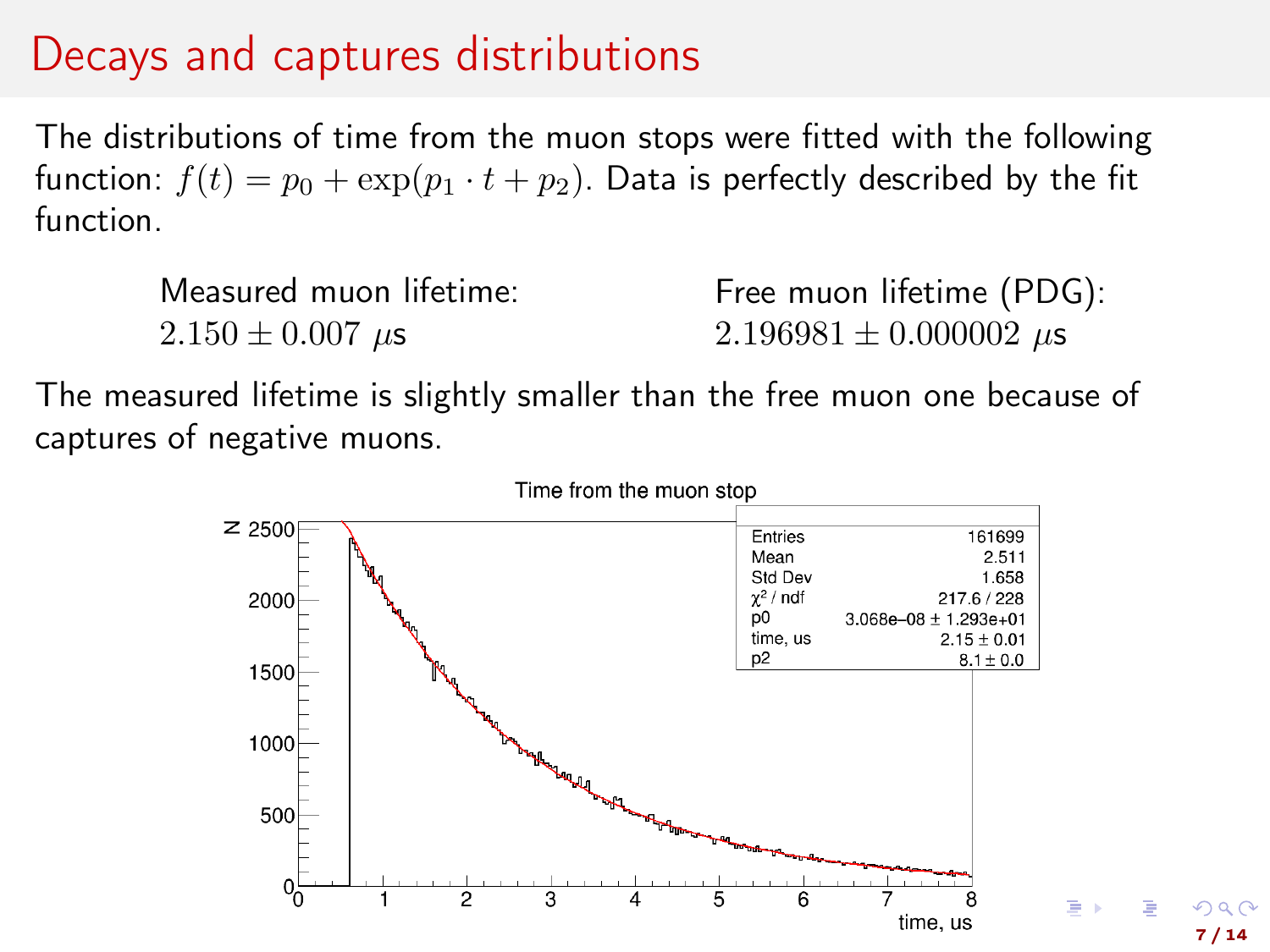# Decays and captures distributions

The distributions of time from the muon stops were fitted with the following function: $f(t) = p_0 + \exp(p_1 \cdot t + p_2)$. Data is perfectly described by the fit function.

Measured muon lifetime:
$2.150 \pm 0.007$ $\mu$s

Free muon lifetime (PDG):
$2.196981 \pm 0.000002$ $\mu$s

The measured lifetime is slightly smaller than the free muon one because of captures of negative muons.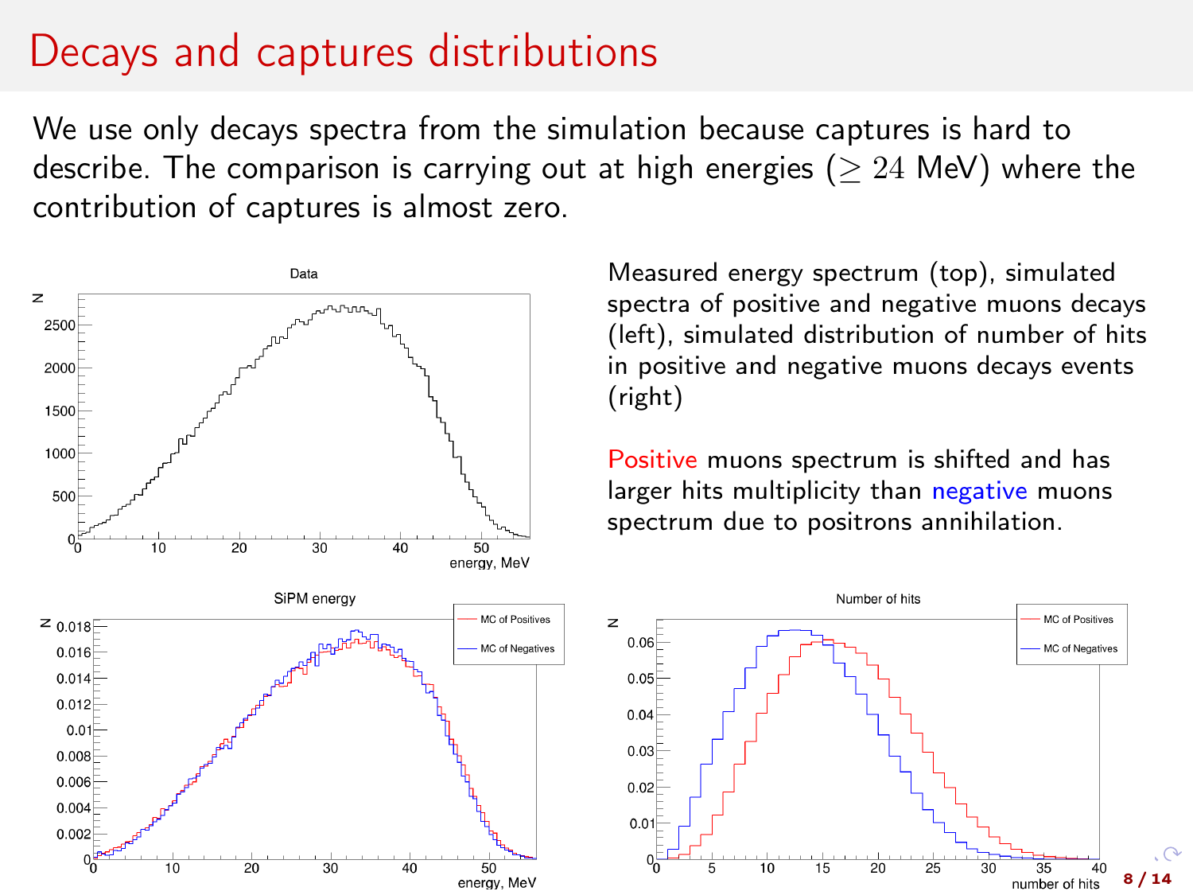# Decays and captures distributions

We use only decays spectra from the simulation because captures is hard to describe. The comparison is carrying out at high energies ($\geq 24$ MeV) where the contribution of captures is almost zero.

Measured energy spectrum (top), simulated spectra of positive and negative muons decays (left), simulated distribution of number of hits in positive and negative muons decays events (right)

Positive muons spectrum is shifted and has larger hits multiplicity than negative muons spectrum due to positrons annihilation.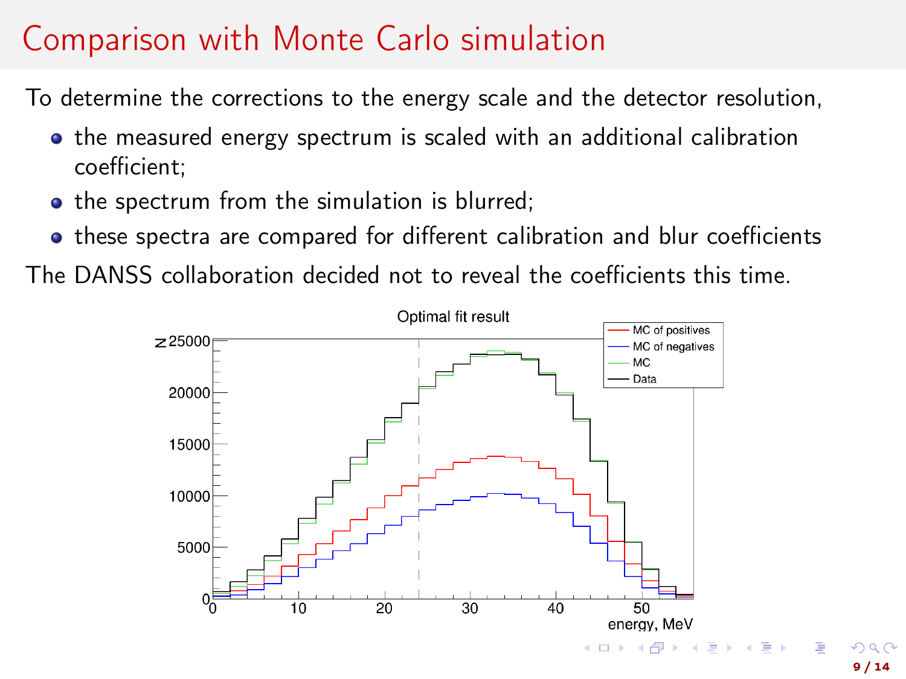# Comparison with Monte Carlo simulation

To determine the corrections to the energy scale and the detector resolution,

- the measured energy spectrum is scaled with an additional calibration coefficient;
- the spectrum from the simulation is blurred;
- these spectra are compared for different calibration and blur coefficients

The DANSS collaboration decided not to reveal the coefficients this time.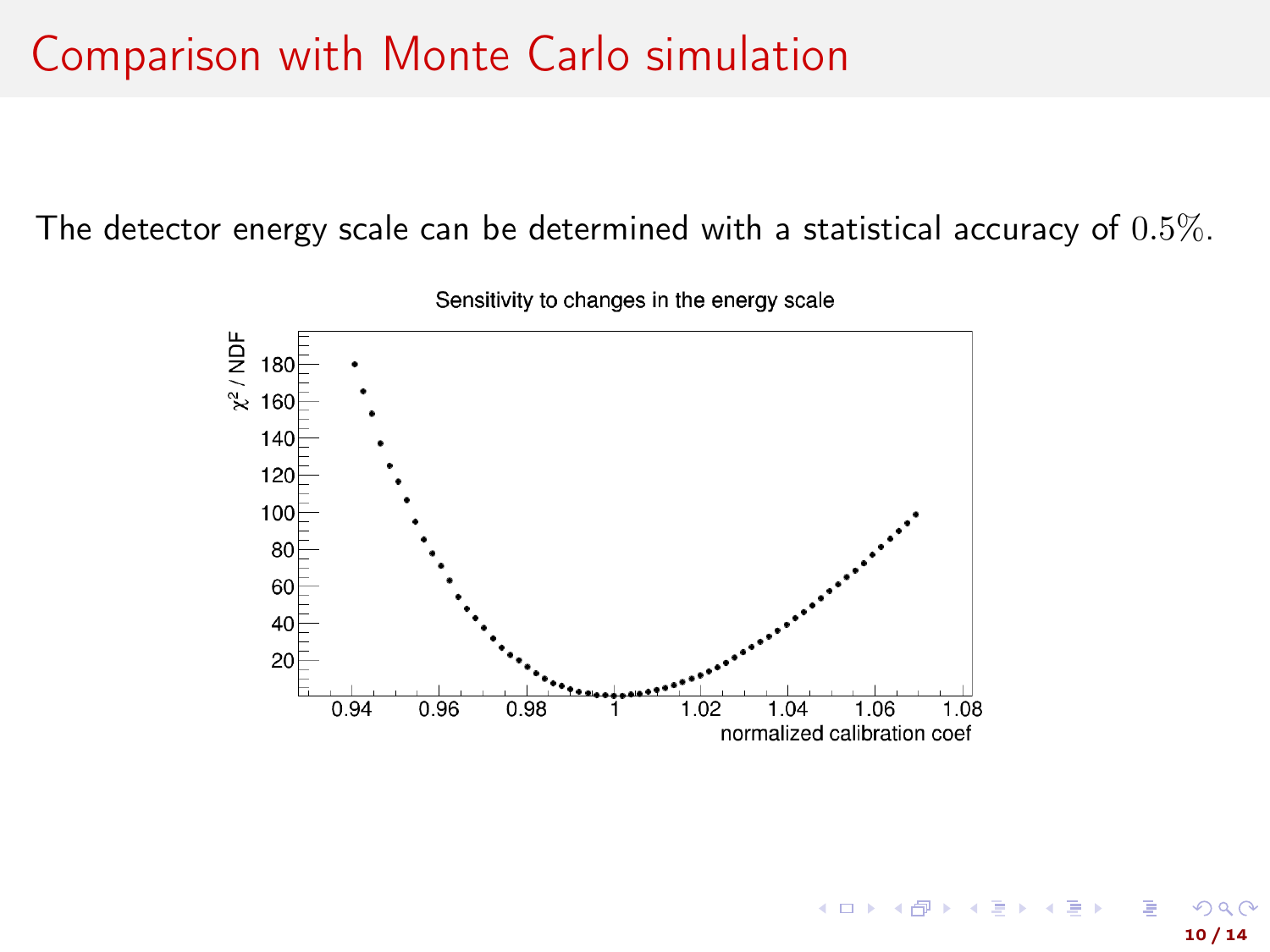# Comparison with Monte Carlo simulation

The detector energy scale can be determined with a statistical accuracy of $0.5\%$.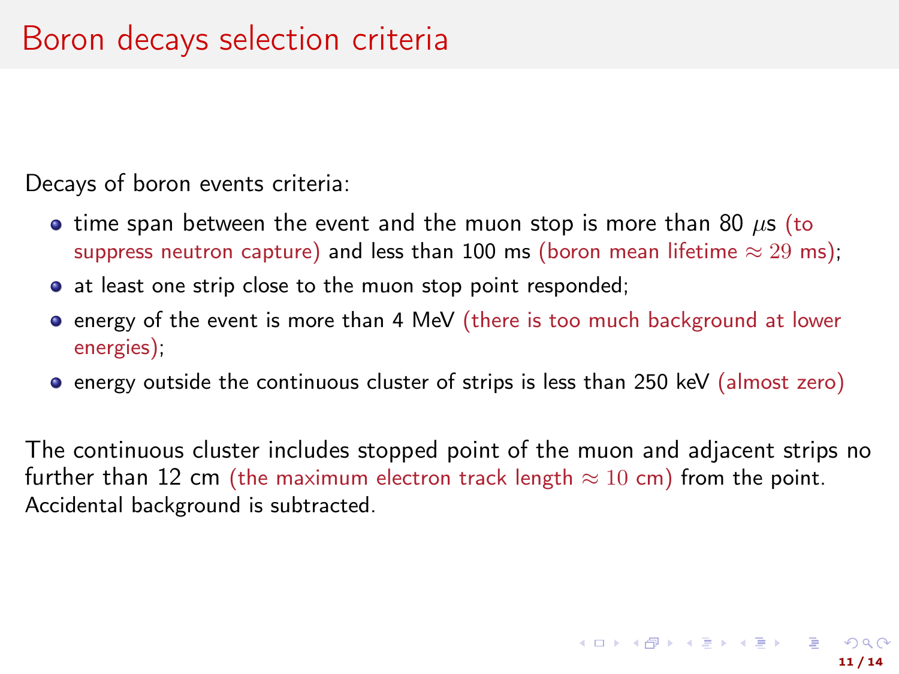# Boron decays selection criteria

Decays of boron events criteria:

- time span between the event and the muon stop is more than 80 $\mu$s (to suppress neutron capture) and less than 100 ms (boron mean lifetime $\approx 29$ ms);
- at least one strip close to the muon stop point responded;
- energy of the event is more than 4 MeV (there is too much background at lower energies);
- energy outside the continuous cluster of strips is less than 250 keV (almost zero)

The continuous cluster includes stopped point of the muon and adjacent strips no further than 12 cm (the maximum electron track length $\approx 10$ cm) from the point. Accidental background is subtracted.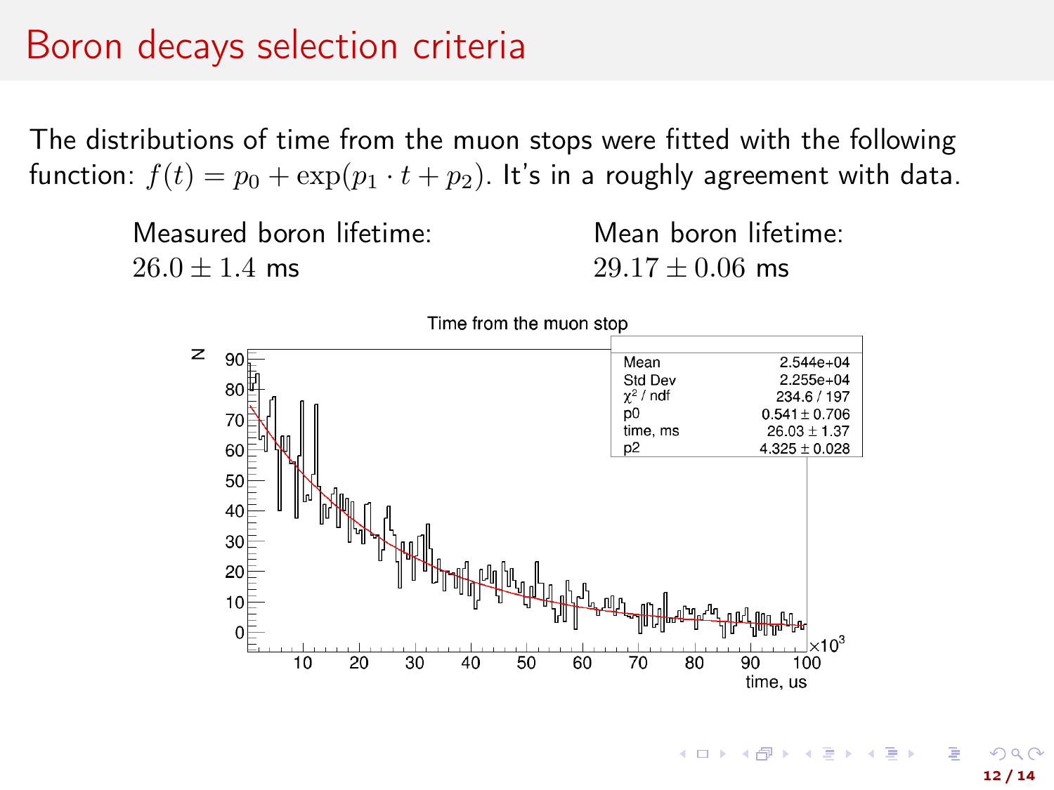# Boron decays selection criteria

The distributions of time from the muon stops were fitted with the following function: $f(t) = p_0 + \exp(p_1 \cdot t + p_2)$. It's in a roughly agreement with data.

Measured boron lifetime:
$26.0 \pm 1.4$ ms

Mean boron lifetime:
$29.17 \pm 0.06$ ms

Time from the muon stop

| | |
|---|---|
| Mean | 2.544e+04 |
| Std Dev | 2.255e+04 |
| $\chi^2$ / ndf | 234.6 / 197 |
| p0 | $0.541 \pm 0.706$ |
| time, ms | $26.03 \pm 1.37$ |
| p2 | $4.325 \pm 0.028$ |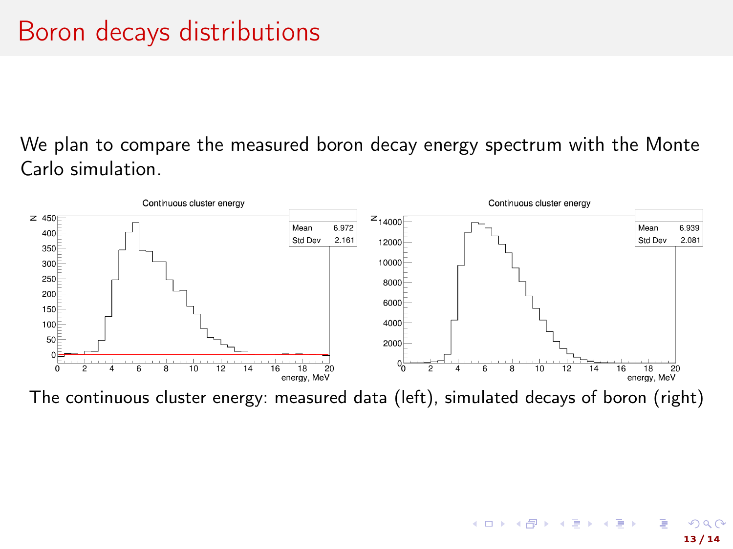# Boron decays distributions

We plan to compare the measured boron decay energy spectrum with the Monte Carlo simulation.

The continuous cluster energy: measured data (left), simulated decays of boron (right)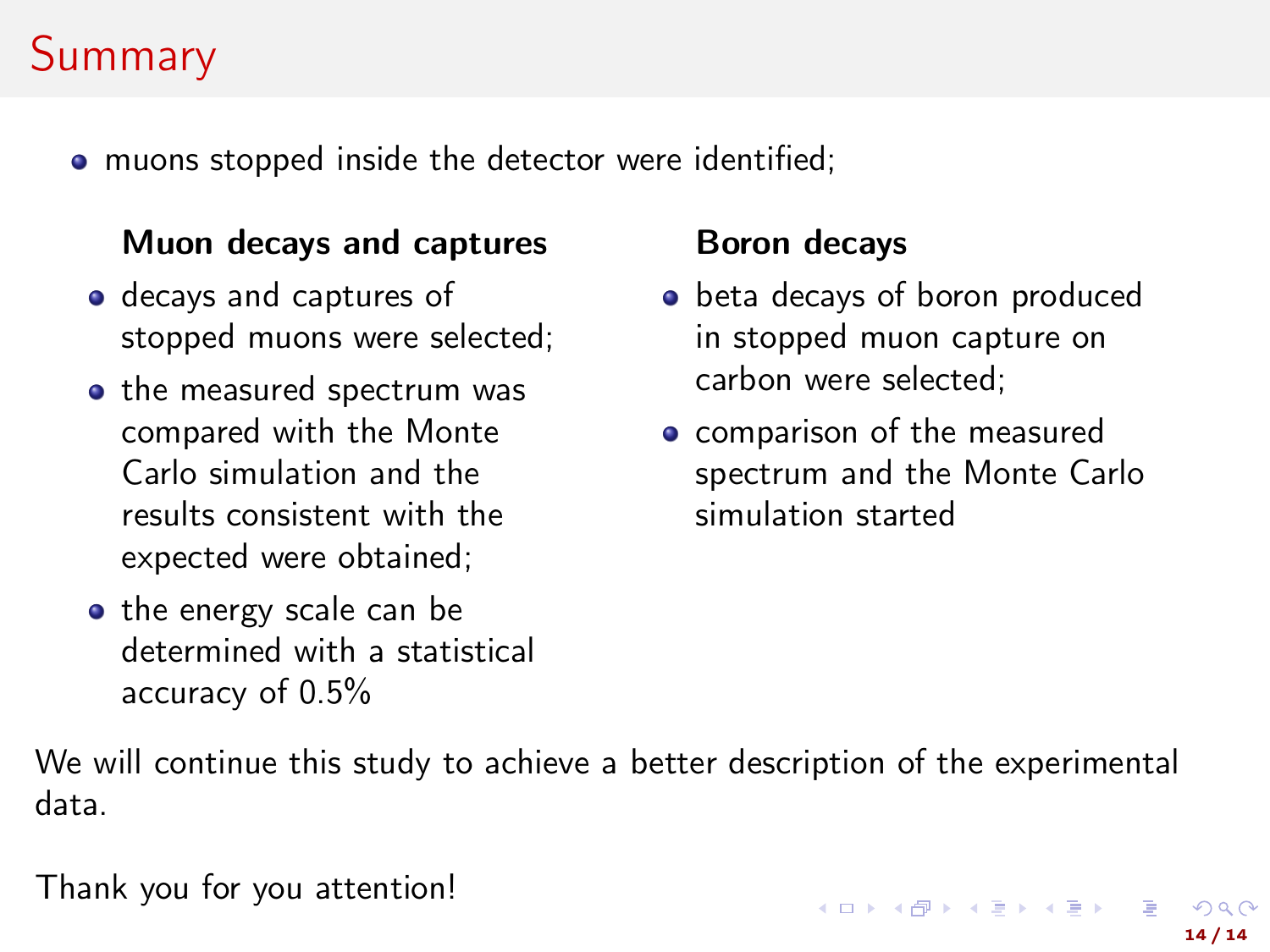# Summary

- muons stopped inside the detector were identified;

**Muon decays and captures**

- decays and captures of stopped muons were selected;
- the measured spectrum was compared with the Monte Carlo simulation and the results consistent with the expected were obtained;
- the energy scale can be determined with a statistical accuracy of 0.5%

**Boron decays**

- beta decays of boron produced in stopped muon capture on carbon were selected;
- comparison of the measured spectrum and the Monte Carlo simulation started

We will continue this study to achieve a better description of the experimental data.

Thank you for you attention!